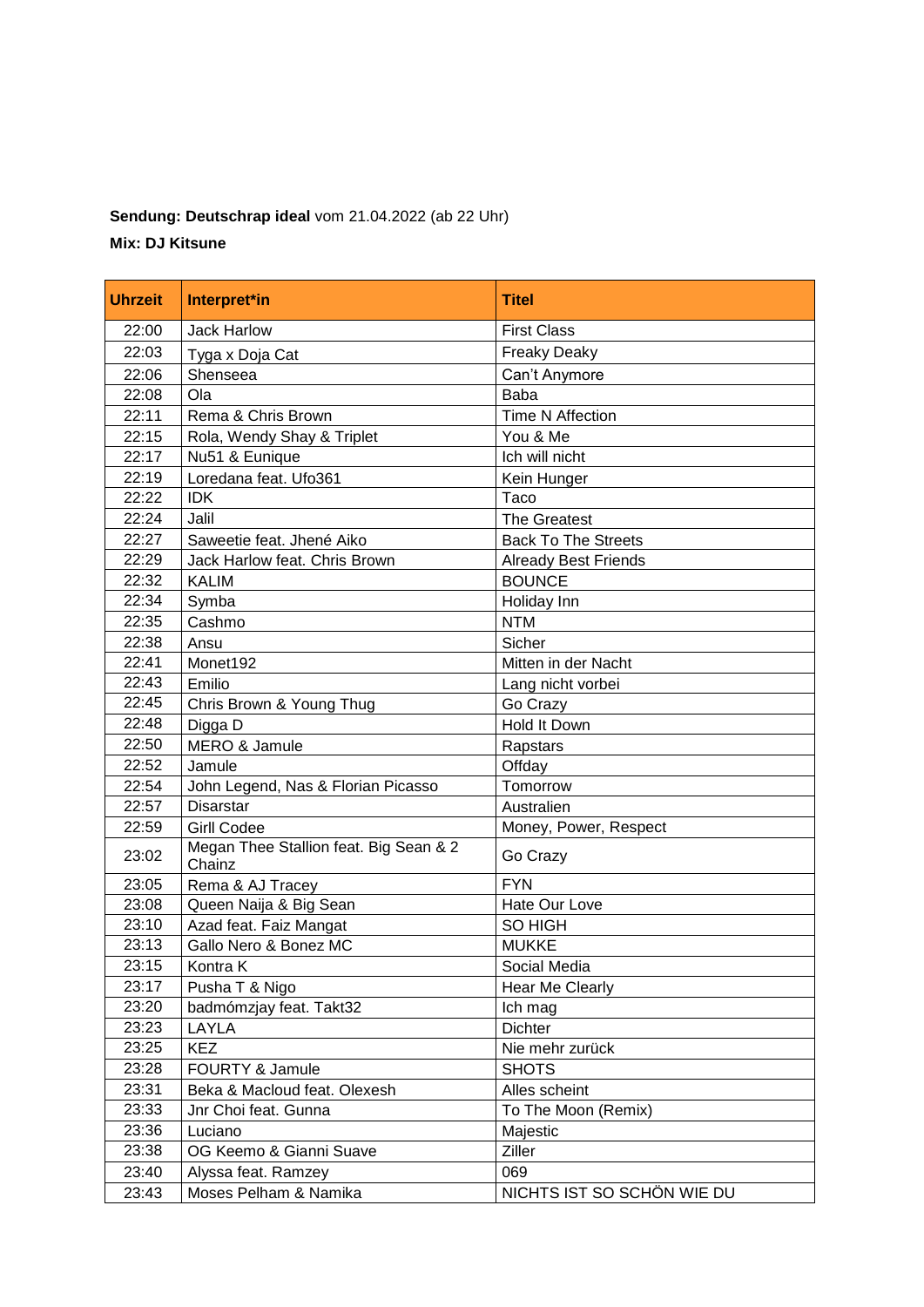**Sendung: Deutschrap ideal** vom 21.04.2022 (ab 22 Uhr)

**Mix: DJ Kitsune**

| Uhrzeit | Interpret*in | Titel |
|---|---|---|
| 22:00 | Jack Harlow | First Class |
| 22:03 | Tyga x Doja Cat | Freaky Deaky |
| 22:06 | Shenseea | Can't Anymore |
| 22:08 | Ola | Baba |
| 22:11 | Rema & Chris Brown | Time N Affection |
| 22:15 | Rola, Wendy Shay & Triplet | You & Me |
| 22:17 | Nu51 & Eunique | Ich will nicht |
| 22:19 | Loredana feat. Ufo361 | Kein Hunger |
| 22:22 | IDK | Taco |
| 22:24 | Jalil | The Greatest |
| 22:27 | Saweetie feat. Jhené Aiko | Back To The Streets |
| 22:29 | Jack Harlow feat. Chris Brown | Already Best Friends |
| 22:32 | KALIM | BOUNCE |
| 22:34 | Symba | Holiday Inn |
| 22:35 | Cashmo | NTM |
| 22:38 | Ansu | Sicher |
| 22:41 | Monet192 | Mitten in der Nacht |
| 22:43 | Emilio | Lang nicht vorbei |
| 22:45 | Chris Brown & Young Thug | Go Crazy |
| 22:48 | Digga D | Hold It Down |
| 22:50 | MERO & Jamule | Rapstars |
| 22:52 | Jamule | Offday |
| 22:54 | John Legend, Nas & Florian Picasso | Tomorrow |
| 22:57 | Disarstar | Australien |
| 22:59 | Girll Codee | Money, Power, Respect |
| 23:02 | Megan Thee Stallion feat. Big Sean & 2 Chainz | Go Crazy |
| 23:05 | Rema & AJ Tracey | FYN |
| 23:08 | Queen Naija & Big Sean | Hate Our Love |
| 23:10 | Azad feat. Faiz Mangat | SO HIGH |
| 23:13 | Gallo Nero & Bonez MC | MUKKE |
| 23:15 | Kontra K | Social Media |
| 23:17 | Pusha T & Nigo | Hear Me Clearly |
| 23:20 | badmómzjay feat. Takt32 | Ich mag |
| 23:23 | LAYLA | Dichter |
| 23:25 | KEZ | Nie mehr zurück |
| 23:28 | FOURTY & Jamule | SHOTS |
| 23:31 | Beka & Macloud feat. Olexesh | Alles scheint |
| 23:33 | Jnr Choi feat. Gunna | To The Moon (Remix) |
| 23:36 | Luciano | Majestic |
| 23:38 | OG Keemo & Gianni Suave | Ziller |
| 23:40 | Alyssa feat. Ramzey | 069 |
| 23:43 | Moses Pelham & Namika | NICHTS IST SO SCHÖN WIE DU |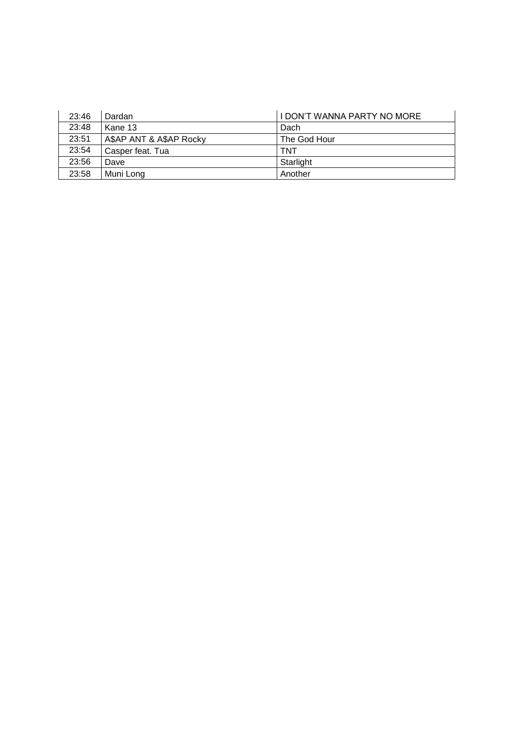| | | |
|---|---|---|
| 23:46 | Dardan | I DON'T WANNA PARTY NO MORE |
| 23:48 | Kane 13 | Dach |
| 23:51 | A$AP ANT & A$AP Rocky | The God Hour |
| 23:54 | Casper feat. Tua | TNT |
| 23:56 | Dave | Starlight |
| 23:58 | Muni Long | Another |